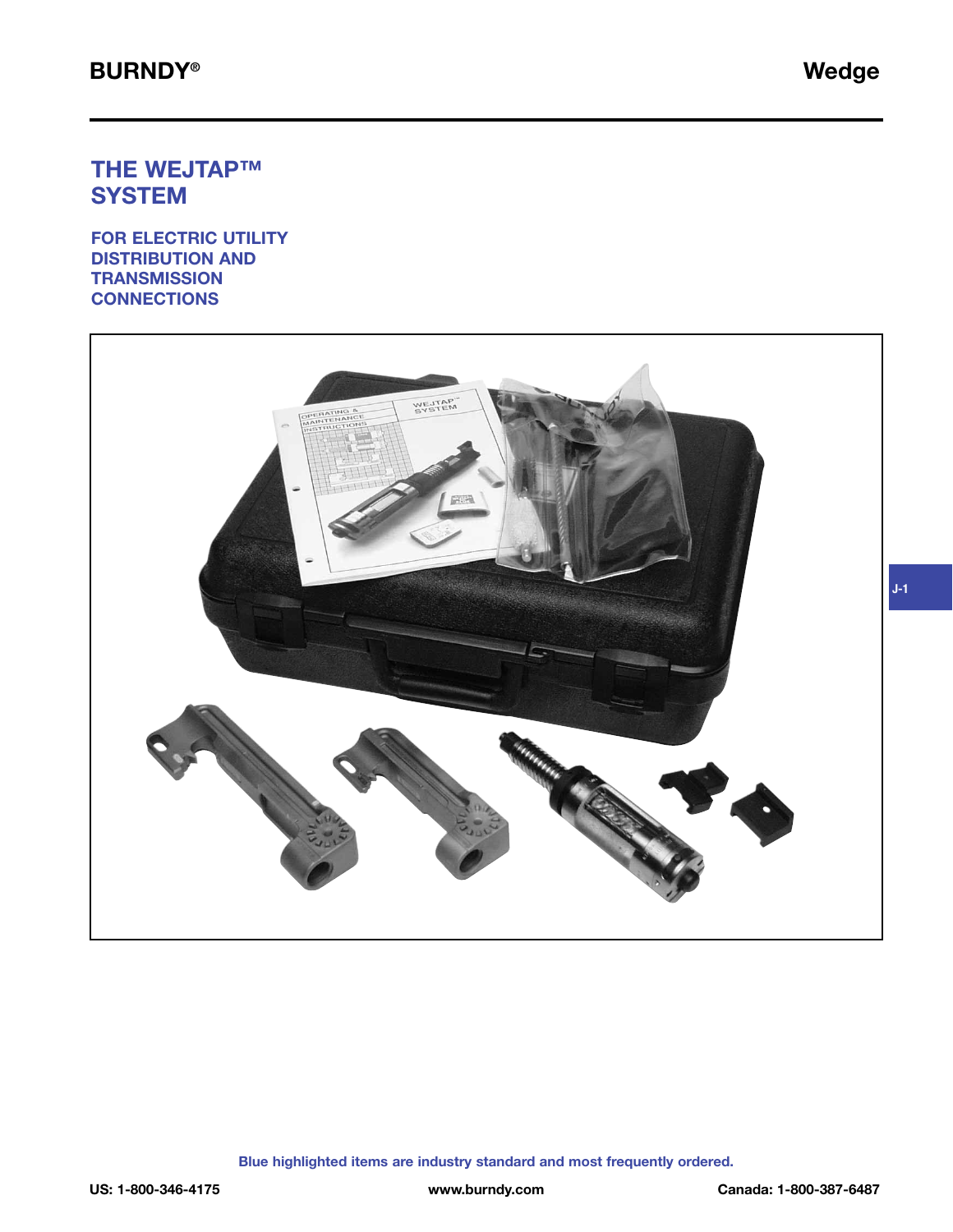# THE WEJTAP™ SYSTEM

## FOR ELECTRIC UTILITY DISTRIBUTION AND TRANSMISSION CONNECTIONS

Blue highlighted items are industry standard and most frequently ordered.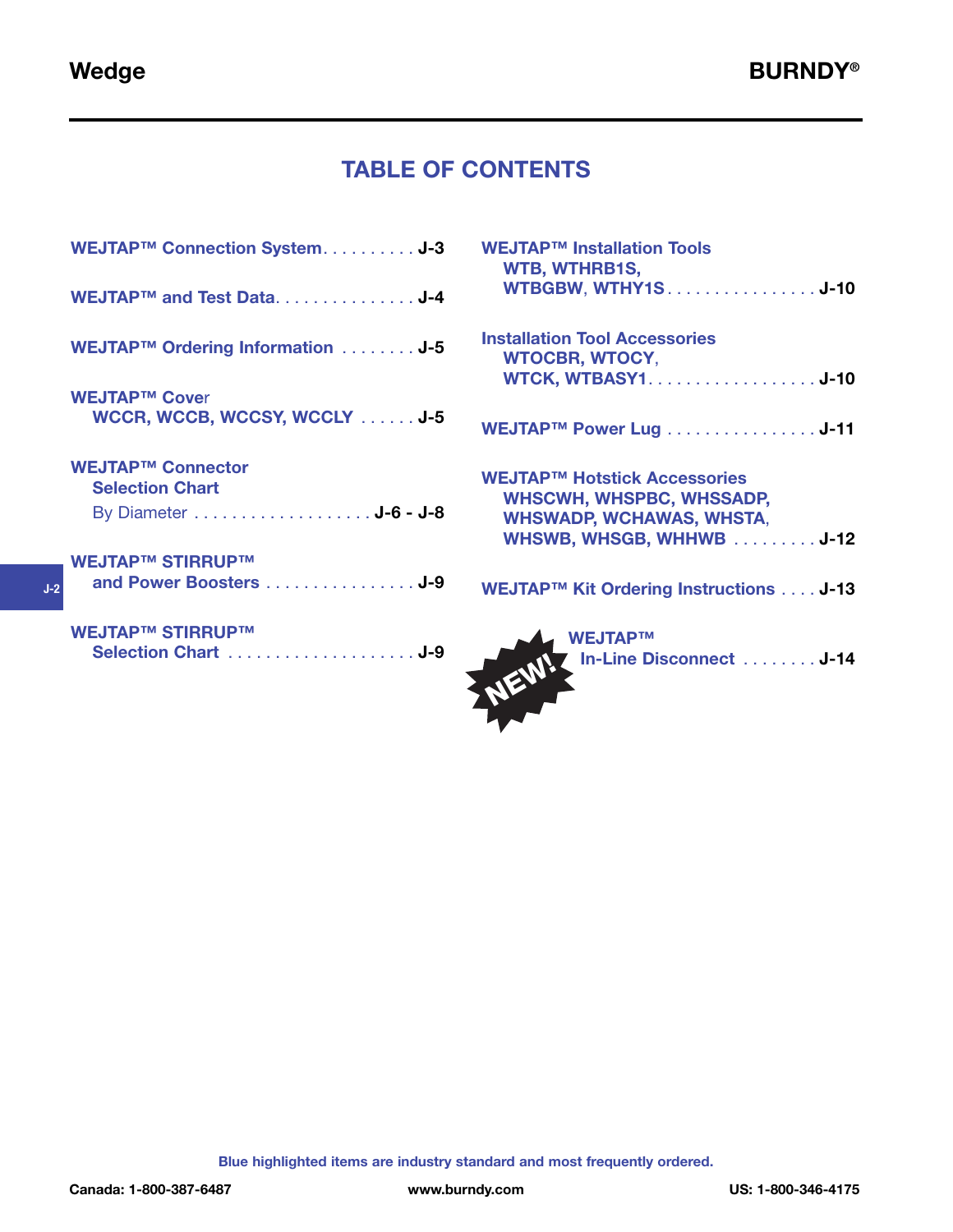# TABLE OF CONTENTS

- **WEJTAP™ Connection System** . . . . . . . . . . **J-3**
- **WEJTAP™ and Test Data** . . . . . . . . . . . . . . . **J-4**
- **WEJTAP™ Ordering Information** . . . . . . . . **J-5**
- **WEJTAP™ Cover**
  **WCCR, WCCB, WCCSY, WCCLY** . . . . . . **J-5**
- **WEJTAP™ Connector Selection Chart**
  By Diameter . . . . . . . . . . . . . . . . . . . . **J-6 - J-8**
- **WEJTAP™ STIRRUP™ and Power Boosters** . . . . . . . . . . . . . . . . **J-9**
- **WEJTAP™ STIRRUP™ Selection Chart** . . . . . . . . . . . . . . . . . . . . **J-9**
- **WEJTAP™ Installation Tools**
  **WTB, WTHRB1S, WTBGBW, WTHY1S** . . . . . . . . . . . . . . . . **J-10**
- **Installation Tool Accessories**
  **WTOCBR, WTOCY, WTCK, WTBASY1** . . . . . . . . . . . . . . . . . . **J-10**
- **WEJTAP™ Power Lug** . . . . . . . . . . . . . . . . **J-11**
- **WEJTAP™ Hotstick Accessories**
  **WHSCWH, WHSPBC, WHSSADP, WHSWADP, WCHAWAS, WHSTA, WHSWB, WHSGB, WHHWB** . . . . . . . . . **J-12**
- **WEJTAP™ Kit Ordering Instructions** . . . . **J-13**
- NEW! **WEJTAP™ In-Line Disconnect** . . . . . . . . **J-14**

Blue highlighted items are industry standard and most frequently ordered.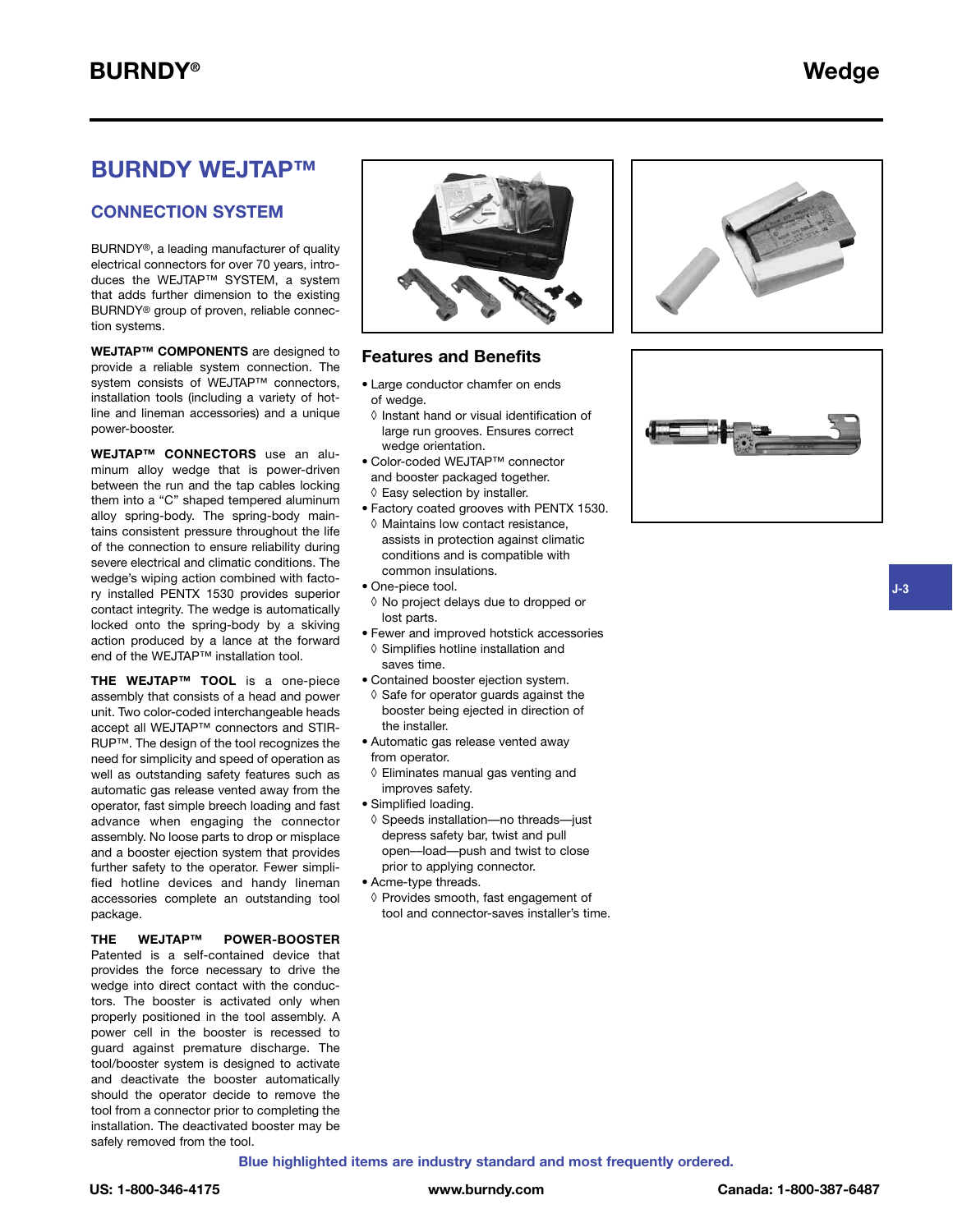# BURNDY WEJTAP™

## CONNECTION SYSTEM

BURNDY®, a leading manufacturer of quality electrical connectors for over 70 years, introduces the WEJTAP™ SYSTEM, a system that adds further dimension to the existing BURNDY® group of proven, reliable connection systems.

**WEJTAP™ COMPONENTS** are designed to provide a reliable system connection. The system consists of WEJTAP™ connectors, installation tools (including a variety of hotline and lineman accessories) and a unique power-booster.

**WEJTAP™ CONNECTORS** use an aluminum alloy wedge that is power-driven between the run and the tap cables locking them into a "C" shaped tempered aluminum alloy spring-body. The spring-body maintains consistent pressure throughout the life of the connection to ensure reliability during severe electrical and climatic conditions. The wedge's wiping action combined with factory installed PENTX 1530 provides superior contact integrity. The wedge is automatically locked onto the spring-body by a skiving action produced by a lance at the forward end of the WEJTAP™ installation tool.

**THE WEJTAP™ TOOL** is a one-piece assembly that consists of a head and power unit. Two color-coded interchangeable heads accept all WEJTAP™ connectors and STIRRUP™. The design of the tool recognizes the need for simplicity and speed of operation as well as outstanding safety features such as automatic gas release vented away from the operator, fast simple breech loading and fast advance when engaging the connector assembly. No loose parts to drop or misplace and a booster ejection system that provides further safety to the operator. Fewer simplified hotline devices and handy lineman accessories complete an outstanding tool package.

**THE WEJTAP™ POWER-BOOSTER** Patented is a self-contained device that provides the force necessary to drive the wedge into direct contact with the conductors. The booster is activated only when properly positioned in the tool assembly. A power cell in the booster is recessed to guard against premature discharge. The tool/booster system is designed to activate and deactivate the booster automatically should the operator decide to remove the tool from a connector prior to completing the installation. The deactivated booster may be safely removed from the tool.

### Features and Benefits

- Large conductor chamfer on ends of wedge.
  - ◊ Instant hand or visual identification of large run grooves. Ensures correct wedge orientation.
- Color-coded WEJTAP™ connector and booster packaged together.
  - ◊ Easy selection by installer.
- Factory coated grooves with PENTX 1530.
  - ◊ Maintains low contact resistance, assists in protection against climatic conditions and is compatible with common insulations.
- One-piece tool.
  - ◊ No project delays due to dropped or lost parts.
- Fewer and improved hotstick accessories
  - ◊ Simplifies hotline installation and saves time.
- Contained booster ejection system.
  - ◊ Safe for operator guards against the booster being ejected in direction of the installer.
- Automatic gas release vented away from operator.
  - ◊ Eliminates manual gas venting and improves safety.
- Simplified loading.
  - ◊ Speeds installation—no threads—just depress safety bar, twist and pull open—load—push and twist to close prior to applying connector.
- Acme-type threads.
  - ◊ Provides smooth, fast engagement of tool and connector-saves installer's time.

Blue highlighted items are industry standard and most frequently ordered.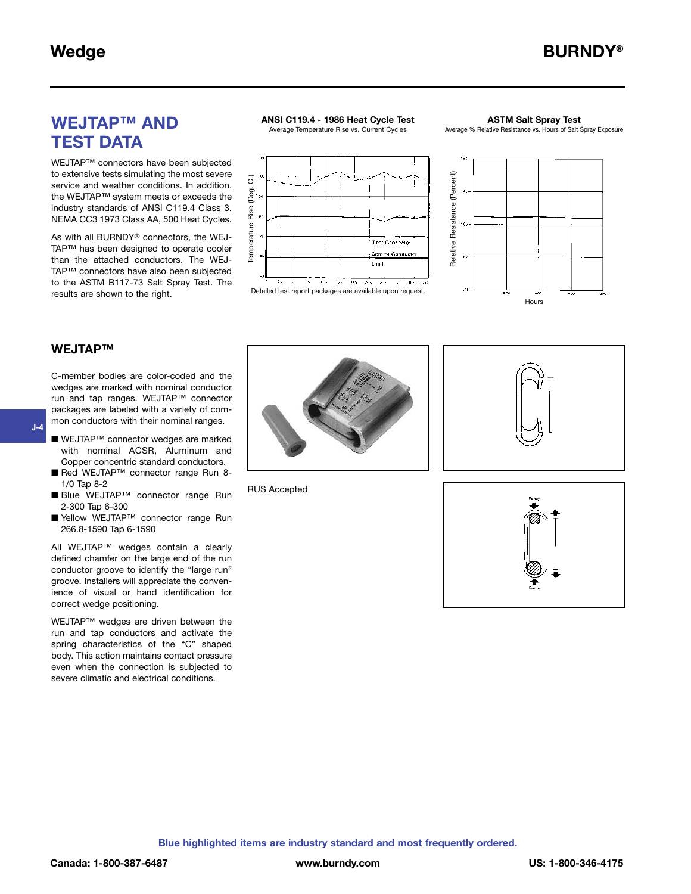## WEJTAP™ AND TEST DATA

WEJTAP™ connectors have been subjected to extensive tests simulating the most severe service and weather conditions. In addition, the WEJTAP™ system meets or exceeds the industry standards of ANSI C119.4 Class 3, NEMA CC3 1973 Class AA, 500 Heat Cycles.

As with all BURNDY® connectors, the WEJTAP™ has been designed to operate cooler than the attached conductors. The WEJTAP™ connectors have also been subjected to the ASTM B117-73 Salt Spray Test. The results are shown to the right.

**ANSI C119.4 - 1986 Heat Cycle Test**
Average Temperature Rise vs. Current Cycles

Detailed test report packages are available upon request.

**ASTM Salt Spray Test**
Average % Relative Resistance vs. Hours of Salt Spray Exposure

### WEJTAP™

C-member bodies are color-coded and the wedges are marked with nominal conductor run and tap ranges. WEJTAP™ connector packages are labeled with a variety of common conductors with their nominal ranges.

- WEJTAP™ connector wedges are marked with nominal ACSR, Aluminum and Copper concentric standard conductors.
- Red WEJTAP™ connector range Run 8-1/0 Tap 8-2
- Blue WEJTAP™ connector range Run 2-300 Tap 6-300
- Yellow WEJTAP™ connector range Run 266.8-1590 Tap 6-1590

All WEJTAP™ wedges contain a clearly defined chamfer on the large end of the run conductor groove to identify the "large run" groove. Installers will appreciate the convenience of visual or hand identification for correct wedge positioning.

WEJTAP™ wedges are driven between the run and tap conductors and activate the spring characteristics of the "C" shaped body. This action maintains contact pressure even when the connection is subjected to severe climatic and electrical conditions.

RUS Accepted

Blue highlighted items are industry standard and most frequently ordered.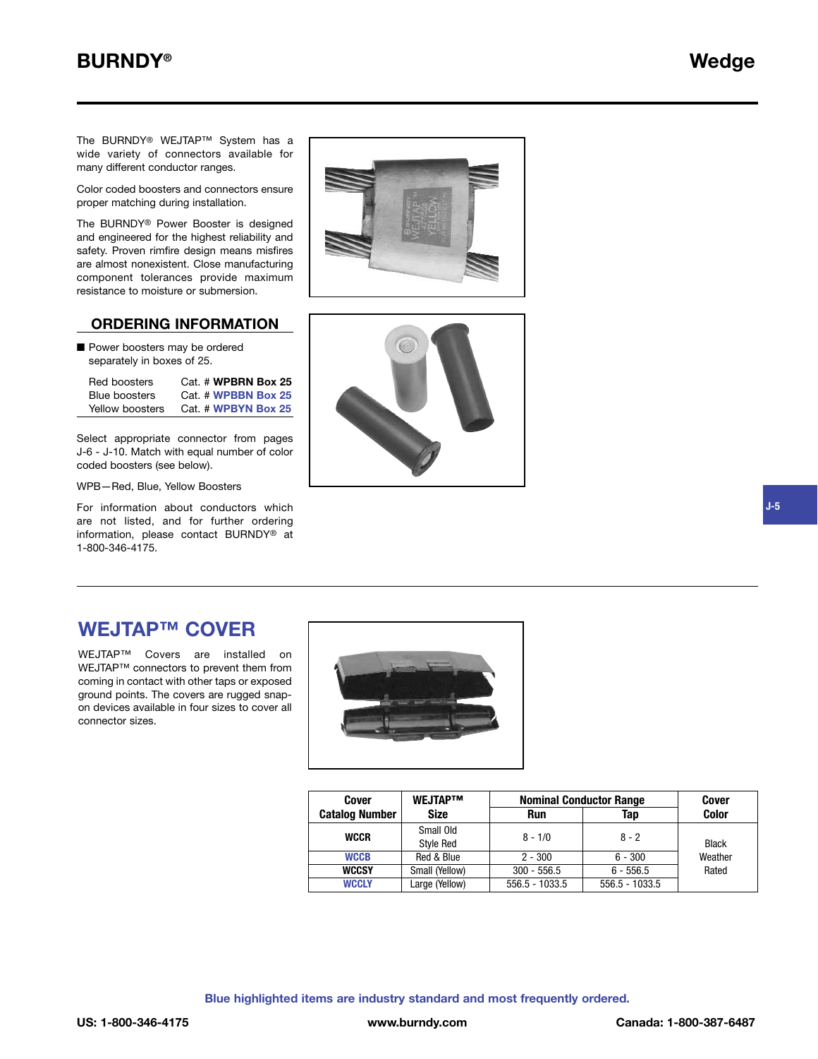The BURNDY® WEJTAP™ System has a wide variety of connectors available for many different conductor ranges.

Color coded boosters and connectors ensure proper matching during installation.

The BURNDY® Power Booster is designed and engineered for the highest reliability and safety. Proven rimfire design means misfires are almost nonexistent. Close manufacturing component tolerances provide maximum resistance to moisture or submersion.

## ORDERING INFORMATION

- Power boosters may be ordered separately in boxes of 25.

| | |
|---|---|
| Red boosters | Cat. # **WPBRN Box 25** |
| Blue boosters | Cat. # **WPBBN Box 25** |
| Yellow boosters | Cat. # **WPBYN Box 25** |

Select appropriate connector from pages J-6 - J-10. Match with equal number of color coded boosters (see below).

WPB—Red, Blue, Yellow Boosters

For information about conductors which are not listed, and for further ordering information, please contact BURNDY® at 1-800-346-4175.

## WEJTAP™ COVER

WEJTAP™ Covers are installed on WEJTAP™ connectors to prevent them from coming in contact with other taps or exposed ground points. The covers are rugged snap-on devices available in four sizes to cover all connector sizes.

| Cover Catalog Number | WEJTAP™ Size | Nominal Conductor Range | | Cover Color |
|---|---|---|---|---|
| | | Run | Tap | |
| **WCCR** | Small Old Style Red | 8 - 1/0 | 8 - 2 | Black Weather Rated |
| **WCCB** | Red & Blue | 2 - 300 | 6 - 300 | |
| **WCCSY** | Small (Yellow) | 300 - 556.5 | 6 - 556.5 | |
| **WCCLY** | Large (Yellow) | 556.5 - 1033.5 | 556.5 - 1033.5 | |

**Blue highlighted items are industry standard and most frequently ordered.**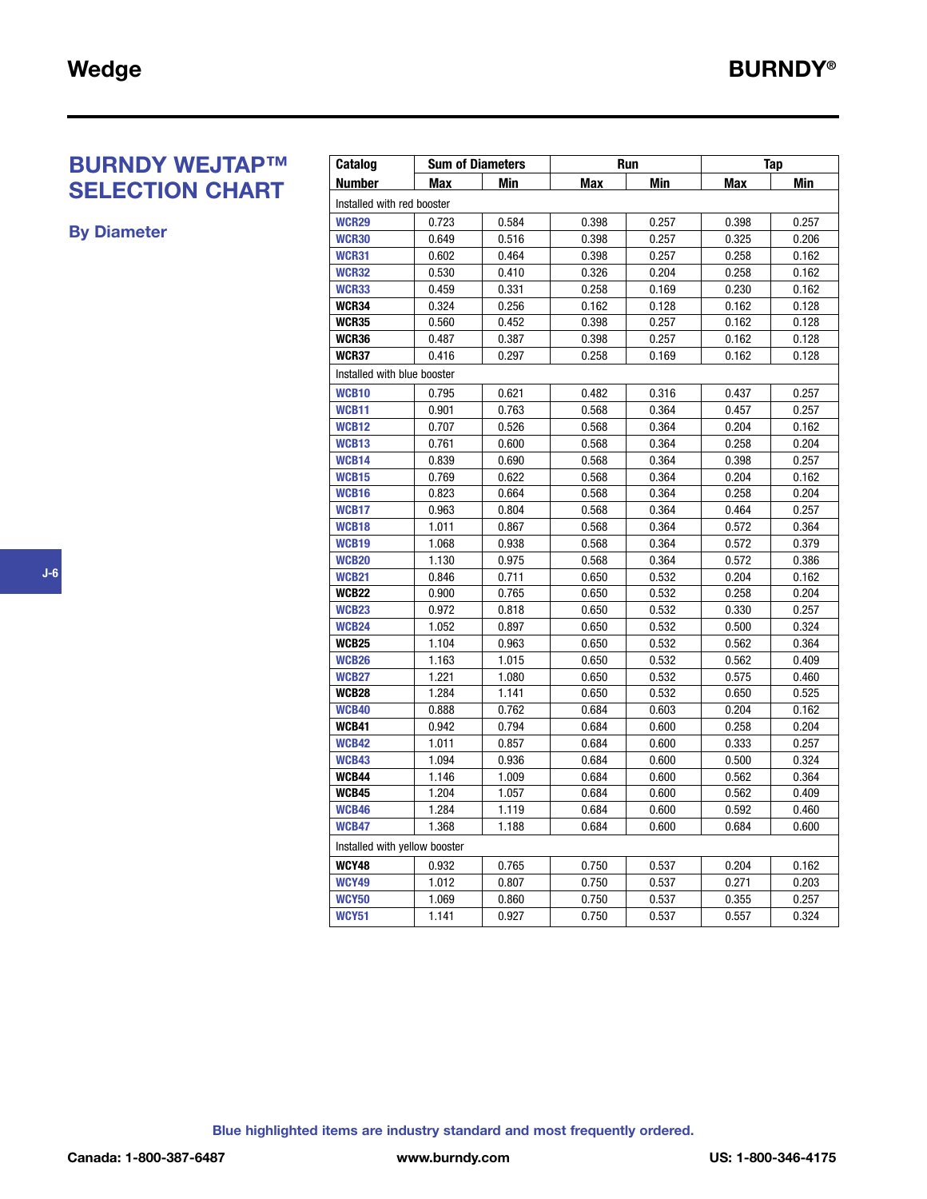# BURNDY WEJTAP™ SELECTION CHART

## By Diameter

| Catalog | Sum of Diameters | | Run | | Tap | |
|---|---|---|---|---|---|---|
| Number | Max | Min | Max | Min | Max | Min |
| Installed with red booster | | | | | | |
| WCR29 | 0.723 | 0.584 | 0.398 | 0.257 | 0.398 | 0.257 |
| WCR30 | 0.649 | 0.516 | 0.398 | 0.257 | 0.325 | 0.206 |
| WCR31 | 0.602 | 0.464 | 0.398 | 0.257 | 0.258 | 0.162 |
| WCR32 | 0.530 | 0.410 | 0.326 | 0.204 | 0.258 | 0.162 |
| WCR33 | 0.459 | 0.331 | 0.258 | 0.169 | 0.230 | 0.162 |
| WCR34 | 0.324 | 0.256 | 0.162 | 0.128 | 0.162 | 0.128 |
| WCR35 | 0.560 | 0.452 | 0.398 | 0.257 | 0.162 | 0.128 |
| WCR36 | 0.487 | 0.387 | 0.398 | 0.257 | 0.162 | 0.128 |
| WCR37 | 0.416 | 0.297 | 0.258 | 0.169 | 0.162 | 0.128 |
| Installed with blue booster | | | | | | |
| WCB10 | 0.795 | 0.621 | 0.482 | 0.316 | 0.437 | 0.257 |
| WCB11 | 0.901 | 0.763 | 0.568 | 0.364 | 0.457 | 0.257 |
| WCB12 | 0.707 | 0.526 | 0.568 | 0.364 | 0.204 | 0.162 |
| WCB13 | 0.761 | 0.600 | 0.568 | 0.364 | 0.258 | 0.204 |
| WCB14 | 0.839 | 0.690 | 0.568 | 0.364 | 0.398 | 0.257 |
| WCB15 | 0.769 | 0.622 | 0.568 | 0.364 | 0.204 | 0.162 |
| WCB16 | 0.823 | 0.664 | 0.568 | 0.364 | 0.258 | 0.204 |
| WCB17 | 0.963 | 0.804 | 0.568 | 0.364 | 0.464 | 0.257 |
| WCB18 | 1.011 | 0.867 | 0.568 | 0.364 | 0.572 | 0.364 |
| WCB19 | 1.068 | 0.938 | 0.568 | 0.364 | 0.572 | 0.379 |
| WCB20 | 1.130 | 0.975 | 0.568 | 0.364 | 0.572 | 0.386 |
| WCB21 | 0.846 | 0.711 | 0.650 | 0.532 | 0.204 | 0.162 |
| WCB22 | 0.900 | 0.765 | 0.650 | 0.532 | 0.258 | 0.204 |
| WCB23 | 0.972 | 0.818 | 0.650 | 0.532 | 0.330 | 0.257 |
| WCB24 | 1.052 | 0.897 | 0.650 | 0.532 | 0.500 | 0.324 |
| WCB25 | 1.104 | 0.963 | 0.650 | 0.532 | 0.562 | 0.364 |
| WCB26 | 1.163 | 1.015 | 0.650 | 0.532 | 0.562 | 0.409 |
| WCB27 | 1.221 | 1.080 | 0.650 | 0.532 | 0.575 | 0.460 |
| WCB28 | 1.284 | 1.141 | 0.650 | 0.532 | 0.650 | 0.525 |
| WCB40 | 0.888 | 0.762 | 0.684 | 0.603 | 0.204 | 0.162 |
| WCB41 | 0.942 | 0.794 | 0.684 | 0.600 | 0.258 | 0.204 |
| WCB42 | 1.011 | 0.857 | 0.684 | 0.600 | 0.333 | 0.257 |
| WCB43 | 1.094 | 0.936 | 0.684 | 0.600 | 0.500 | 0.324 |
| WCB44 | 1.146 | 1.009 | 0.684 | 0.600 | 0.562 | 0.364 |
| WCB45 | 1.204 | 1.057 | 0.684 | 0.600 | 0.562 | 0.409 |
| WCB46 | 1.284 | 1.119 | 0.684 | 0.600 | 0.592 | 0.460 |
| WCB47 | 1.368 | 1.188 | 0.684 | 0.600 | 0.684 | 0.600 |
| Installed with yellow booster | | | | | | |
| WCY48 | 0.932 | 0.765 | 0.750 | 0.537 | 0.204 | 0.162 |
| WCY49 | 1.012 | 0.807 | 0.750 | 0.537 | 0.271 | 0.203 |
| WCY50 | 1.069 | 0.860 | 0.750 | 0.537 | 0.355 | 0.257 |
| WCY51 | 1.141 | 0.927 | 0.750 | 0.537 | 0.557 | 0.324 |

**Blue highlighted items are industry standard and most frequently ordered.**

Canada: 1-800-387-6487 www.burndy.com US: 1-800-346-4175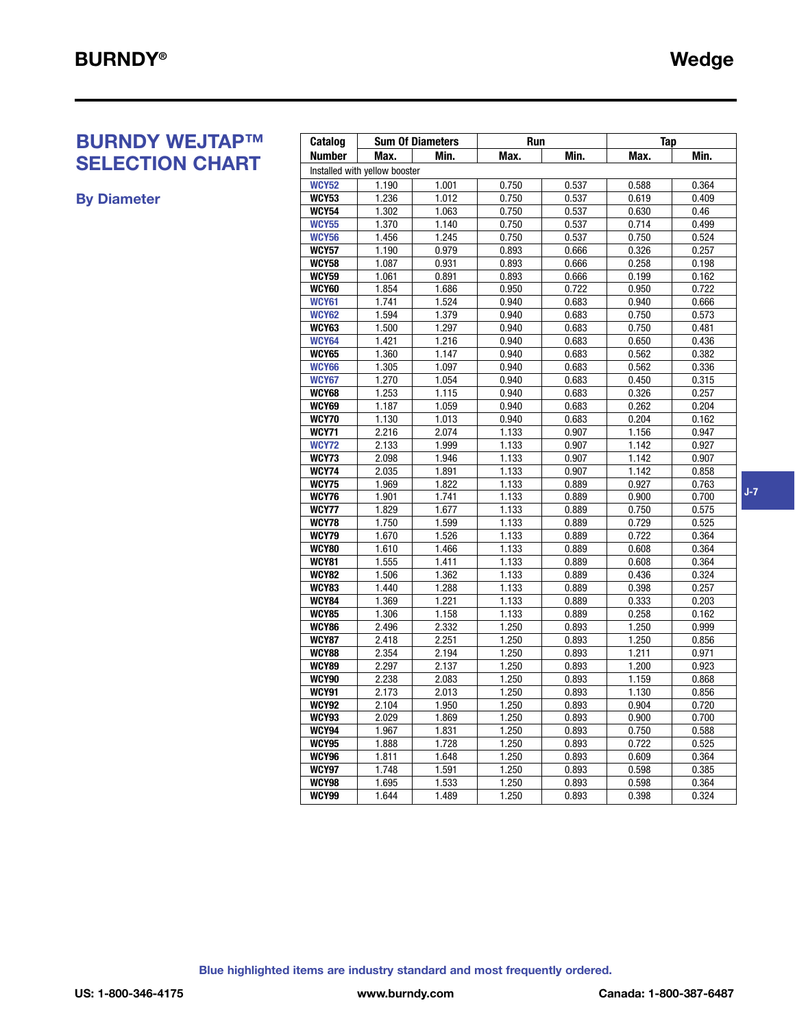# BURNDY WEJTAP™ SELECTION CHART

## By Diameter

| Catalog | Sum Of Diameters | | Run | | Tap | |
|---|---|---|---|---|---|---|
| Number | Max. | Min. | Max. | Min. | Max. | Min. |
| Installed with yellow booster | | | | | | |
| WCY52 | 1.190 | 1.001 | 0.750 | 0.537 | 0.588 | 0.364 |
| WCY53 | 1.236 | 1.012 | 0.750 | 0.537 | 0.619 | 0.409 |
| WCY54 | 1.302 | 1.063 | 0.750 | 0.537 | 0.630 | 0.46 |
| WCY55 | 1.370 | 1.140 | 0.750 | 0.537 | 0.714 | 0.499 |
| WCY56 | 1.456 | 1.245 | 0.750 | 0.537 | 0.750 | 0.524 |
| WCY57 | 1.190 | 0.979 | 0.893 | 0.666 | 0.326 | 0.257 |
| WCY58 | 1.087 | 0.931 | 0.893 | 0.666 | 0.258 | 0.198 |
| WCY59 | 1.061 | 0.891 | 0.893 | 0.666 | 0.199 | 0.162 |
| WCY60 | 1.854 | 1.686 | 0.950 | 0.722 | 0.950 | 0.722 |
| WCY61 | 1.741 | 1.524 | 0.940 | 0.683 | 0.940 | 0.666 |
| WCY62 | 1.594 | 1.379 | 0.940 | 0.683 | 0.750 | 0.573 |
| WCY63 | 1.500 | 1.297 | 0.940 | 0.683 | 0.750 | 0.481 |
| WCY64 | 1.421 | 1.216 | 0.940 | 0.683 | 0.650 | 0.436 |
| WCY65 | 1.360 | 1.147 | 0.940 | 0.683 | 0.562 | 0.382 |
| WCY66 | 1.305 | 1.097 | 0.940 | 0.683 | 0.562 | 0.336 |
| WCY67 | 1.270 | 1.054 | 0.940 | 0.683 | 0.450 | 0.315 |
| WCY68 | 1.253 | 1.115 | 0.940 | 0.683 | 0.326 | 0.257 |
| WCY69 | 1.187 | 1.059 | 0.940 | 0.683 | 0.262 | 0.204 |
| WCY70 | 1.130 | 1.013 | 0.940 | 0.683 | 0.204 | 0.162 |
| WCY71 | 2.216 | 2.074 | 1.133 | 0.907 | 1.156 | 0.947 |
| WCY72 | 2.133 | 1.999 | 1.133 | 0.907 | 1.142 | 0.927 |
| WCY73 | 2.098 | 1.946 | 1.133 | 0.907 | 1.142 | 0.907 |
| WCY74 | 2.035 | 1.891 | 1.133 | 0.907 | 1.142 | 0.858 |
| WCY75 | 1.969 | 1.822 | 1.133 | 0.889 | 0.927 | 0.763 |
| WCY76 | 1.901 | 1.741 | 1.133 | 0.889 | 0.900 | 0.700 |
| WCY77 | 1.829 | 1.677 | 1.133 | 0.889 | 0.750 | 0.575 |
| WCY78 | 1.750 | 1.599 | 1.133 | 0.889 | 0.729 | 0.525 |
| WCY79 | 1.670 | 1.526 | 1.133 | 0.889 | 0.722 | 0.364 |
| WCY80 | 1.610 | 1.466 | 1.133 | 0.889 | 0.608 | 0.364 |
| WCY81 | 1.555 | 1.411 | 1.133 | 0.889 | 0.608 | 0.364 |
| WCY82 | 1.506 | 1.362 | 1.133 | 0.889 | 0.436 | 0.324 |
| WCY83 | 1.440 | 1.288 | 1.133 | 0.889 | 0.398 | 0.257 |
| WCY84 | 1.369 | 1.221 | 1.133 | 0.889 | 0.333 | 0.203 |
| WCY85 | 1.306 | 1.158 | 1.133 | 0.889 | 0.258 | 0.162 |
| WCY86 | 2.496 | 2.332 | 1.250 | 0.893 | 1.250 | 0.999 |
| WCY87 | 2.418 | 2.251 | 1.250 | 0.893 | 1.250 | 0.856 |
| WCY88 | 2.354 | 2.194 | 1.250 | 0.893 | 1.211 | 0.971 |
| WCY89 | 2.297 | 2.137 | 1.250 | 0.893 | 1.200 | 0.923 |
| WCY90 | 2.238 | 2.083 | 1.250 | 0.893 | 1.159 | 0.868 |
| WCY91 | 2.173 | 2.013 | 1.250 | 0.893 | 1.130 | 0.856 |
| WCY92 | 2.104 | 1.950 | 1.250 | 0.893 | 0.904 | 0.720 |
| WCY93 | 2.029 | 1.869 | 1.250 | 0.893 | 0.900 | 0.700 |
| WCY94 | 1.967 | 1.831 | 1.250 | 0.893 | 0.750 | 0.588 |
| WCY95 | 1.888 | 1.728 | 1.250 | 0.893 | 0.722 | 0.525 |
| WCY96 | 1.811 | 1.648 | 1.250 | 0.893 | 0.609 | 0.364 |
| WCY97 | 1.748 | 1.591 | 1.250 | 0.893 | 0.598 | 0.385 |
| WCY98 | 1.695 | 1.533 | 1.250 | 0.893 | 0.598 | 0.364 |
| WCY99 | 1.644 | 1.489 | 1.250 | 0.893 | 0.398 | 0.324 |

**Blue highlighted items are industry standard and most frequently ordered.**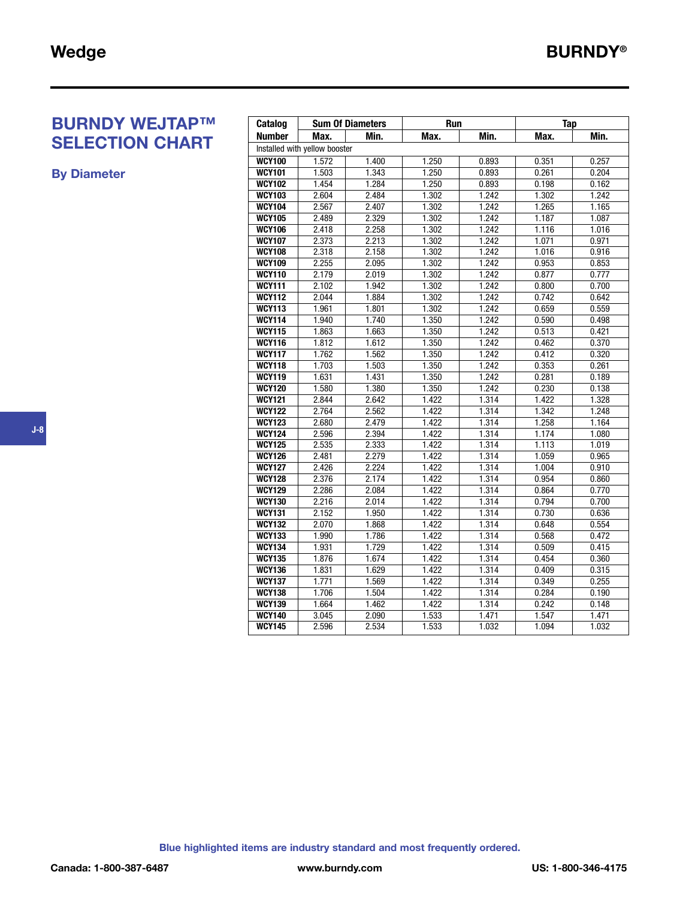# BURNDY WEJTAP™ SELECTION CHART

## By Diameter

| Catalog Number | Sum Of Diameters | | Run | | Tap | |
|---|---|---|---|---|---|---|
| | Max. | Min. | Max. | Min. | Max. | Min. |
| Installed with yellow booster | | | | | | |
| **WCY100** | 1.572 | 1.400 | 1.250 | 0.893 | 0.351 | 0.257 |
| **WCY101** | 1.503 | 1.343 | 1.250 | 0.893 | 0.261 | 0.204 |
| **WCY102** | 1.454 | 1.284 | 1.250 | 0.893 | 0.198 | 0.162 |
| **WCY103** | 2.604 | 2.484 | 1.302 | 1.242 | 1.302 | 1.242 |
| **WCY104** | 2.567 | 2.407 | 1.302 | 1.242 | 1.265 | 1.165 |
| **WCY105** | 2.489 | 2.329 | 1.302 | 1.242 | 1.187 | 1.087 |
| **WCY106** | 2.418 | 2.258 | 1.302 | 1.242 | 1.116 | 1.016 |
| **WCY107** | 2.373 | 2.213 | 1.302 | 1.242 | 1.071 | 0.971 |
| **WCY108** | 2.318 | 2.158 | 1.302 | 1.242 | 1.016 | 0.916 |
| **WCY109** | 2.255 | 2.095 | 1.302 | 1.242 | 0.953 | 0.853 |
| **WCY110** | 2.179 | 2.019 | 1.302 | 1.242 | 0.877 | 0.777 |
| **WCY111** | 2.102 | 1.942 | 1.302 | 1.242 | 0.800 | 0.700 |
| **WCY112** | 2.044 | 1.884 | 1.302 | 1.242 | 0.742 | 0.642 |
| **WCY113** | 1.961 | 1.801 | 1.302 | 1.242 | 0.659 | 0.559 |
| **WCY114** | 1.940 | 1.740 | 1.350 | 1.242 | 0.590 | 0.498 |
| **WCY115** | 1.863 | 1.663 | 1.350 | 1.242 | 0.513 | 0.421 |
| **WCY116** | 1.812 | 1.612 | 1.350 | 1.242 | 0.462 | 0.370 |
| **WCY117** | 1.762 | 1.562 | 1.350 | 1.242 | 0.412 | 0.320 |
| **WCY118** | 1.703 | 1.503 | 1.350 | 1.242 | 0.353 | 0.261 |
| **WCY119** | 1.631 | 1.431 | 1.350 | 1.242 | 0.281 | 0.189 |
| **WCY120** | 1.580 | 1.380 | 1.350 | 1.242 | 0.230 | 0.138 |
| **WCY121** | 2.844 | 2.642 | 1.422 | 1.314 | 1.422 | 1.328 |
| **WCY122** | 2.764 | 2.562 | 1.422 | 1.314 | 1.342 | 1.248 |
| **WCY123** | 2.680 | 2.479 | 1.422 | 1.314 | 1.258 | 1.164 |
| **WCY124** | 2.596 | 2.394 | 1.422 | 1.314 | 1.174 | 1.080 |
| **WCY125** | 2.535 | 2.333 | 1.422 | 1.314 | 1.113 | 1.019 |
| **WCY126** | 2.481 | 2.279 | 1.422 | 1.314 | 1.059 | 0.965 |
| **WCY127** | 2.426 | 2.224 | 1.422 | 1.314 | 1.004 | 0.910 |
| **WCY128** | 2.376 | 2.174 | 1.422 | 1.314 | 0.954 | 0.860 |
| **WCY129** | 2.286 | 2.084 | 1.422 | 1.314 | 0.864 | 0.770 |
| **WCY130** | 2.216 | 2.014 | 1.422 | 1.314 | 0.794 | 0.700 |
| **WCY131** | 2.152 | 1.950 | 1.422 | 1.314 | 0.730 | 0.636 |
| **WCY132** | 2.070 | 1.868 | 1.422 | 1.314 | 0.648 | 0.554 |
| **WCY133** | 1.990 | 1.786 | 1.422 | 1.314 | 0.568 | 0.472 |
| **WCY134** | 1.931 | 1.729 | 1.422 | 1.314 | 0.509 | 0.415 |
| **WCY135** | 1.876 | 1.674 | 1.422 | 1.314 | 0.454 | 0.360 |
| **WCY136** | 1.831 | 1.629 | 1.422 | 1.314 | 0.409 | 0.315 |
| **WCY137** | 1.771 | 1.569 | 1.422 | 1.314 | 0.349 | 0.255 |
| **WCY138** | 1.706 | 1.504 | 1.422 | 1.314 | 0.284 | 0.190 |
| **WCY139** | 1.664 | 1.462 | 1.422 | 1.314 | 0.242 | 0.148 |
| **WCY140** | 3.045 | 2.090 | 1.533 | 1.471 | 1.547 | 1.471 |
| **WCY145** | 2.596 | 2.534 | 1.533 | 1.032 | 1.094 | 1.032 |

**Blue highlighted items are industry standard and most frequently ordered.**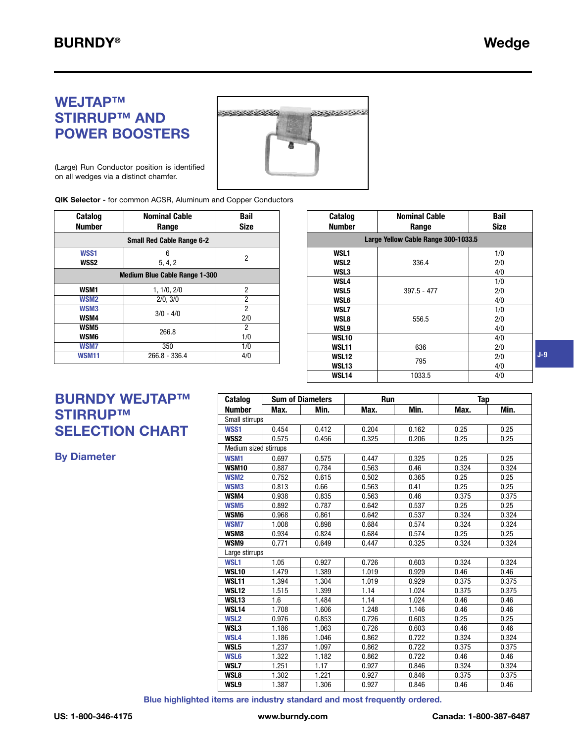# WEJTAP™ STIRRUP™ AND POWER BOOSTERS

(Large) Run Conductor position is identified on all wedges via a distinct chamfer.

**QIK Selector -** for common ACSR, Aluminum and Copper Conductors

| Catalog Number | Nominal Cable Range | Bail Size |
|---|---|---|
| **Small Red Cable Range 6-2** | | |
| WSS1 | 6 | 2 |
| WSS2 | 5, 4, 2 | |
| **Medium Blue Cable Range 1-300** | | |
| WSM1 | 1, 1/0, 2/0 | 2 |
| WSM2 | 2/0, 3/0 | 2 |
| WSM3 | 3/0 - 4/0 | 2 |
| WSM4 | | 2/0 |
| WSM5 | 266.8 | 2 |
| WSM6 | | 1/0 |
| WSM7 | 350 | 1/0 |
| WSM11 | 266.8 - 336.4 | 4/0 |

| Catalog Number | Nominal Cable Range | Bail Size |
|---|---|---|
| **Large Yellow Cable Range 300-1033.5** | | |
| WSL1 | 336.4 | 1/0 |
| WSL2 | | 2/0 |
| WSL3 | | 4/0 |
| WSL4 | 397.5 - 477 | 1/0 |
| WSL5 | | 2/0 |
| WSL6 | | 4/0 |
| WSL7 | 556.5 | 1/0 |
| WSL8 | | 2/0 |
| WSL9 | | 4/0 |
| WSL10 | 636 | 4/0 |
| WSL11 | | 2/0 |
| WSL12 | 795 | 2/0 |
| WSL13 | | 4/0 |
| WSL14 | 1033.5 | 4/0 |

# BURNDY WEJTAP™ STIRRUP™ SELECTION CHART

## By Diameter

| Catalog Number | Sum of Diameters Max. | Sum of Diameters Min. | Run Max. | Run Min. | Tap Max. | Tap Min. |
|---|---|---|---|---|---|---|
| Small stirrups | | | | | | |
| WSS1 | 0.454 | 0.412 | 0.204 | 0.162 | 0.25 | 0.25 |
| WSS2 | 0.575 | 0.456 | 0.325 | 0.206 | 0.25 | 0.25 |
| Medium sized stirrups | | | | | | |
| WSM1 | 0.697 | 0.575 | 0.447 | 0.325 | 0.25 | 0.25 |
| WSM10 | 0.887 | 0.784 | 0.563 | 0.46 | 0.324 | 0.324 |
| WSM2 | 0.752 | 0.615 | 0.502 | 0.365 | 0.25 | 0.25 |
| WSM3 | 0.813 | 0.66 | 0.563 | 0.41 | 0.25 | 0.25 |
| WSM4 | 0.938 | 0.835 | 0.563 | 0.46 | 0.375 | 0.375 |
| WSM5 | 0.892 | 0.787 | 0.642 | 0.537 | 0.25 | 0.25 |
| WSM6 | 0.968 | 0.861 | 0.642 | 0.537 | 0.324 | 0.324 |
| WSM7 | 1.008 | 0.898 | 0.684 | 0.574 | 0.324 | 0.324 |
| WSM8 | 0.934 | 0.824 | 0.684 | 0.574 | 0.25 | 0.25 |
| WSM9 | 0.771 | 0.649 | 0.447 | 0.325 | 0.324 | 0.324 |
| Large stirrups | | | | | | |
| WSL1 | 1.05 | 0.927 | 0.726 | 0.603 | 0.324 | 0.324 |
| WSL10 | 1.479 | 1.389 | 1.019 | 0.929 | 0.46 | 0.46 |
| WSL11 | 1.394 | 1.304 | 1.019 | 0.929 | 0.375 | 0.375 |
| WSL12 | 1.515 | 1.399 | 1.14 | 1.024 | 0.375 | 0.375 |
| WSL13 | 1.6 | 1.484 | 1.14 | 1.024 | 0.46 | 0.46 |
| WSL14 | 1.708 | 1.606 | 1.248 | 1.146 | 0.46 | 0.46 |
| WSL2 | 0.976 | 0.853 | 0.726 | 0.603 | 0.25 | 0.25 |
| WSL3 | 1.186 | 1.063 | 0.726 | 0.603 | 0.46 | 0.46 |
| WSL4 | 1.186 | 1.046 | 0.862 | 0.722 | 0.324 | 0.324 |
| WSL5 | 1.237 | 1.097 | 0.862 | 0.722 | 0.375 | 0.375 |
| WSL6 | 1.322 | 1.182 | 0.862 | 0.722 | 0.46 | 0.46 |
| WSL7 | 1.251 | 1.17 | 0.927 | 0.846 | 0.324 | 0.324 |
| WSL8 | 1.302 | 1.221 | 0.927 | 0.846 | 0.375 | 0.375 |
| WSL9 | 1.387 | 1.306 | 0.927 | 0.846 | 0.46 | 0.46 |

**Blue highlighted items are industry standard and most frequently ordered.**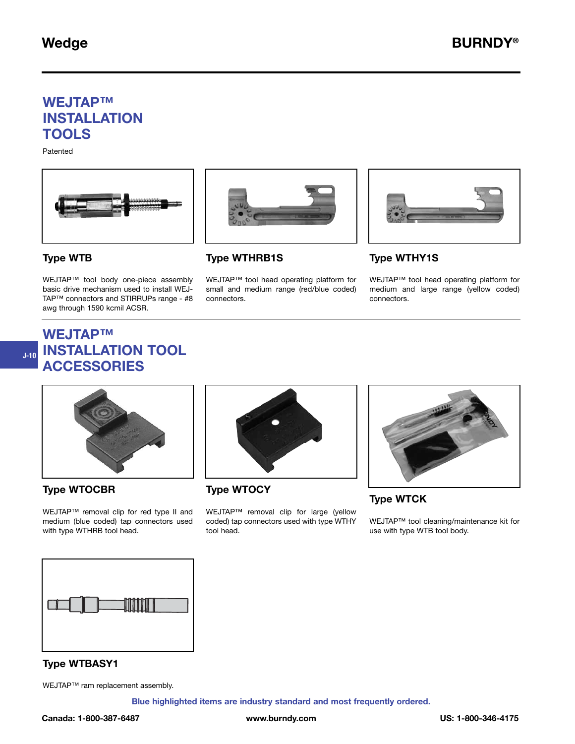## WEJTAP™ INSTALLATION TOOLS

Patented

### Type WTB

WEJTAP™ tool body one-piece assembly basic drive mechanism used to install WEJ-TAP™ connectors and STIRRUPs range - #8 awg through 1590 kcmil ACSR.

### Type WTHRB1S

WEJTAP™ tool head operating platform for small and medium range (red/blue coded) connectors.

### Type WTHY1S

WEJTAP™ tool head operating platform for medium and large range (yellow coded) connectors.

## WEJTAP™ INSTALLATION TOOL ACCESSORIES

### Type WTOCBR

WEJTAP™ removal clip for red type II and medium (blue coded) tap connectors used with type WTHRB tool head.

### Type WTOCY

WEJTAP™ removal clip for large (yellow coded) tap connectors used with type WTHY tool head.

### Type WTCK

WEJTAP™ tool cleaning/maintenance kit for use with type WTB tool body.

### Type WTBASY1

WEJTAP™ ram replacement assembly.

**Blue highlighted items are industry standard and most frequently ordered.**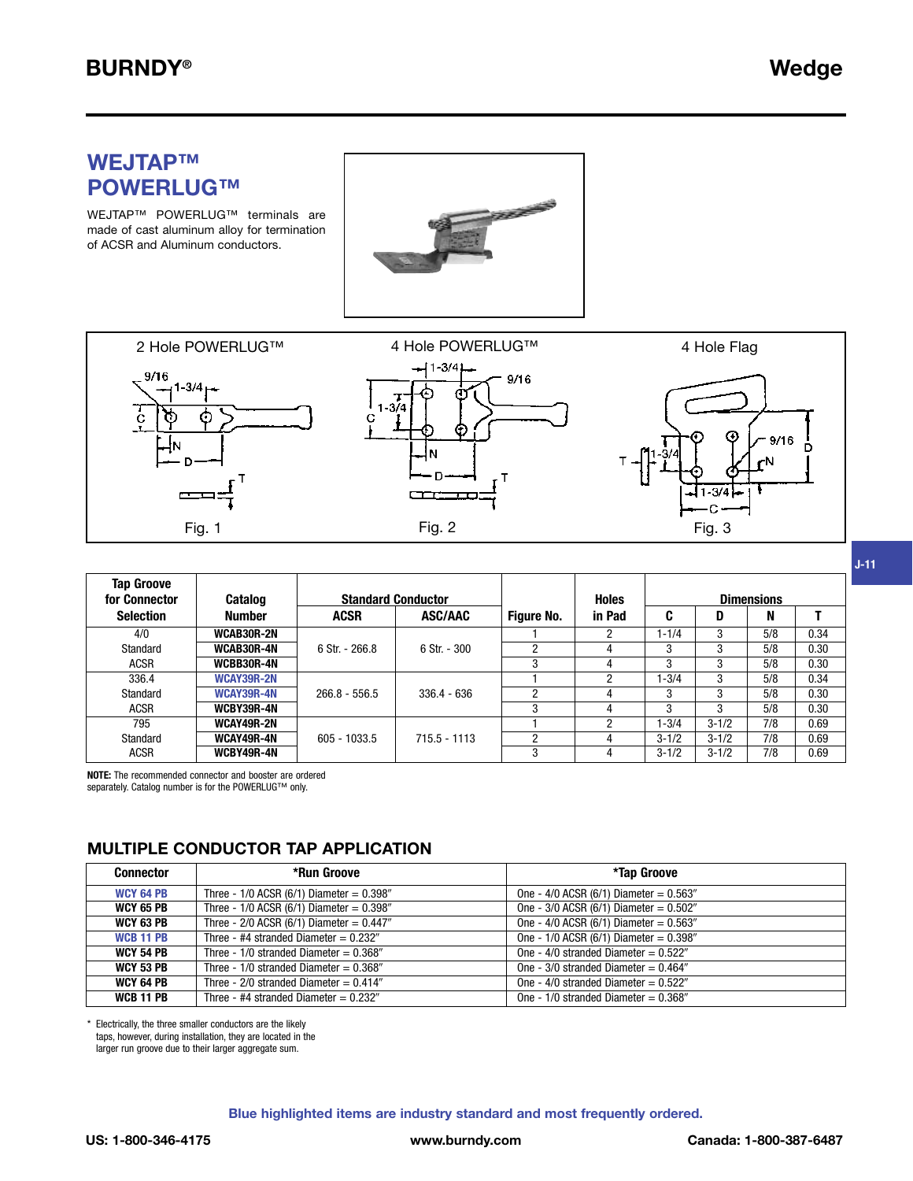## WEJTAP™ POWERLUG™

WEJTAP™ POWERLUG™ terminals are made of cast aluminum alloy for termination of ACSR and Aluminum conductors.

2 Hole POWERLUG™ — Fig. 1

4 Hole POWERLUG™ — Fig. 2

4 Hole Flag — Fig. 3

| Tap Groove for Connector Selection | Catalog Number | Standard Conductor | | Figure No. | Holes in Pad | Dimensions | | | |
|---|---|---|---|---|---|---|---|---|---|
| | | ACSR | ASC/AAC | | | C | D | N | T |
| 4/0 Standard ACSR | WCAB30R-2N | 6 Str. - 266.8 | 6 Str. - 300 | 1 | 2 | 1-1/4 | 3 | 5/8 | 0.34 |
| | WCAB30R-4N | | | 2 | 4 | 3 | 3 | 5/8 | 0.30 |
| | WCBB30R-4N | | | 3 | 4 | 3 | 3 | 5/8 | 0.30 |
| 336.4 Standard ACSR | WCAY39R-2N | 266.8 - 556.5 | 336.4 - 636 | 1 | 2 | 1-3/4 | 3 | 5/8 | 0.34 |
| | WCAY39R-4N | | | 2 | 4 | 3 | 3 | 5/8 | 0.30 |
| | WCBY39R-4N | | | 3 | 4 | 3 | 3 | 5/8 | 0.30 |
| 795 Standard ACSR | WCAY49R-2N | 605 - 1033.5 | 715.5 - 1113 | 1 | 2 | 1-3/4 | 3-1/2 | 7/8 | 0.69 |
| | WCAY49R-4N | | | 2 | 4 | 3-1/2 | 3-1/2 | 7/8 | 0.69 |
| | WCBY49R-4N | | | 3 | 4 | 3-1/2 | 3-1/2 | 7/8 | 0.69 |

**NOTE:** The recommended connector and booster are ordered separately. Catalog number is for the POWERLUG™ only.

## MULTIPLE CONDUCTOR TAP APPLICATION

| Connector | *Run Groove | *Tap Groove |
|---|---|---|
| WCY 64 PB | Three - 1/0 ACSR (6/1) Diameter = 0.398″ | One - 4/0 ACSR (6/1) Diameter = 0.563″ |
| WCY 65 PB | Three - 1/0 ACSR (6/1) Diameter = 0.398″ | One - 3/0 ACSR (6/1) Diameter = 0.502″ |
| WCY 63 PB | Three - 2/0 ACSR (6/1) Diameter = 0.447″ | One - 4/0 ACSR (6/1) Diameter = 0.563″ |
| WCB 11 PB | Three - #4 stranded Diameter = 0.232″ | One - 1/0 ACSR (6/1) Diameter = 0.398″ |
| WCY 54 PB | Three - 1/0 stranded Diameter = 0.368″ | One - 4/0 stranded Diameter = 0.522″ |
| WCY 53 PB | Three - 1/0 stranded Diameter = 0.368″ | One - 3/0 stranded Diameter = 0.464″ |
| WCY 64 PB | Three - 2/0 stranded Diameter = 0.414″ | One - 4/0 stranded Diameter = 0.522″ |
| WCB 11 PB | Three - #4 stranded Diameter = 0.232″ | One - 1/0 stranded Diameter = 0.368″ |

\* Electrically, the three smaller conductors are the likely taps, however, during installation, they are located in the larger run groove due to their larger aggregate sum.

**Blue highlighted items are industry standard and most frequently ordered.**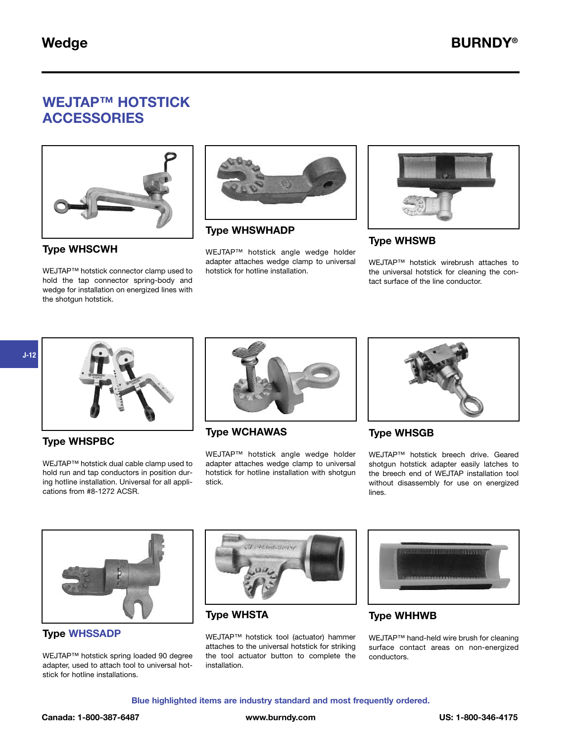## WEJTAP™ HOTSTICK ACCESSORIES

### Type WHSCWH

WEJTAP™ hotstick connector clamp used to hold the tap connector spring-body and wedge for installation on energized lines with the shotgun hotstick.

### Type WHSWHADP

WEJTAP™ hotstick angle wedge holder adapter attaches wedge clamp to universal hotstick for hotline installation.

### Type WHSWB

WEJTAP™ hotstick wirebrush attaches to the universal hotstick for cleaning the contact surface of the line conductor.

### Type WHSPBC

WEJTAP™ hotstick dual cable clamp used to hold run and tap conductors in position during hotline installation. Universal for all applications from #8-1272 ACSR.

### Type WCHAWAS

WEJTAP™ hotstick angle wedge holder adapter attaches wedge clamp to universal hotstick for hotline installation with shotgun stick.

### Type WHSGB

WEJTAP™ hotstick breech drive. Geared shotgun hotstick adapter easily latches to the breech end of WEJTAP installation tool without disassembly for use on energized lines.

### Type WHSSADP

WEJTAP™ hotstick spring loaded 90 degree adapter, used to attach tool to universal hotstick for hotline installations.

### Type WHSTA

WEJTAP™ hotstick tool (actuator) hammer attaches to the universal hotstick for striking the tool actuator button to complete the installation.

### Type WHHWB

WEJTAP™ hand-held wire brush for cleaning surface contact areas on non-energized conductors.

**Blue highlighted items are industry standard and most frequently ordered.**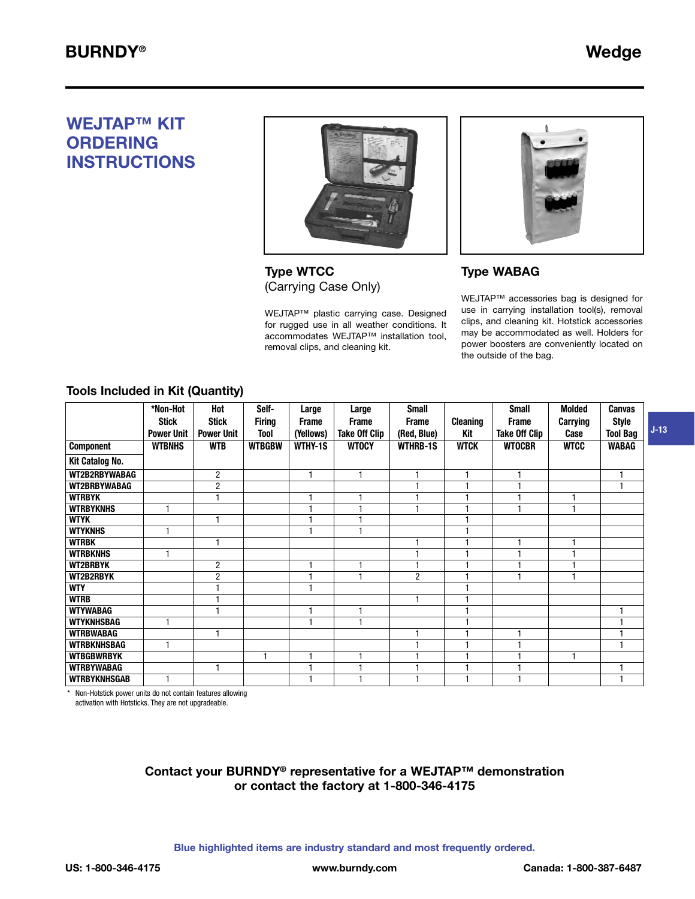# WEJTAP™ KIT ORDERING INSTRUCTIONS

### Type WTCC
(Carrying Case Only)

WEJTAP™ plastic carrying case. Designed for rugged use in all weather conditions. It accommodates WEJTAP™ installation tool, removal clips, and cleaning kit.

### Type WABAG

WEJTAP™ accessories bag is designed for use in carrying installation tool(s), removal clips, and cleaning kit. Hotstick accessories may be accommodated as well. Holders for power boosters are conveniently located on the outside of the bag.

### Tools Included in Kit (Quantity)

| | *Non-Hot Stick Power Unit | Hot Stick Power Unit | Self-Firing Tool | Large Frame (Yellows) | Large Frame Take Off Clip | Small Frame (Red, Blue) | Cleaning Kit | Small Frame Take Off Clip | Molded Carrying Case | Canvas Style Tool Bag |
|---|---|---|---|---|---|---|---|---|---|---|
| **Component** | **WTBNHS** | **WTB** | **WTBGBW** | **WTHY-1S** | **WTOCY** | **WTHRB-1S** | **WTCK** | **WTOCBR** | **WTCC** | **WABAG** |
| **Kit Catalog No.** | | | | | | | | | | |
| WT2B2RBYWABAG | | 2 | | 1 | 1 | 1 | 1 | 1 | | 1 |
| WT2BRBYWABAG | | 2 | | | | 1 | 1 | 1 | | 1 |
| WTRBYK | | 1 | | 1 | 1 | 1 | 1 | 1 | 1 | |
| WTRBYKNHS | 1 | | | 1 | 1 | 1 | 1 | 1 | 1 | |
| WTYK | | 1 | | 1 | 1 | | 1 | | | |
| WTYKNHS | 1 | | | 1 | 1 | | 1 | | | |
| WTRBK | | 1 | | | | 1 | 1 | 1 | 1 | |
| WTRBKNHS | 1 | | | | | 1 | 1 | 1 | 1 | |
| WT2BRBYK | | 2 | | 1 | 1 | 1 | 1 | 1 | 1 | |
| WT2B2RBYK | | 2 | | 1 | 1 | 2 | 1 | 1 | 1 | |
| WTY | | 1 | | 1 | | | 1 | | | |
| WTRB | | 1 | | | | 1 | 1 | | | |
| WTYWABAG | | 1 | | 1 | 1 | | 1 | | | 1 |
| WTYKNHSBAG | 1 | | | 1 | 1 | | 1 | | | 1 |
| WTRBWABAG | | 1 | | | | 1 | 1 | 1 | | 1 |
| WTRBKNHSBAG | 1 | | | | | 1 | 1 | 1 | | 1 |
| WTBGBWRBYK | | | 1 | 1 | 1 | 1 | 1 | 1 | 1 | |
| WTRBYWABAG | | 1 | | 1 | 1 | 1 | 1 | 1 | | 1 |
| WTRBYKNHSGAB | 1 | | | 1 | 1 | 1 | 1 | 1 | | 1 |

\* Non-Hotstick power units do not contain features allowing activation with Hotsticks. They are not upgradeable.

**Contact your BURNDY® representative for a WEJTAP™ demonstration or contact the factory at 1-800-346-4175**

Blue highlighted items are industry standard and most frequently ordered.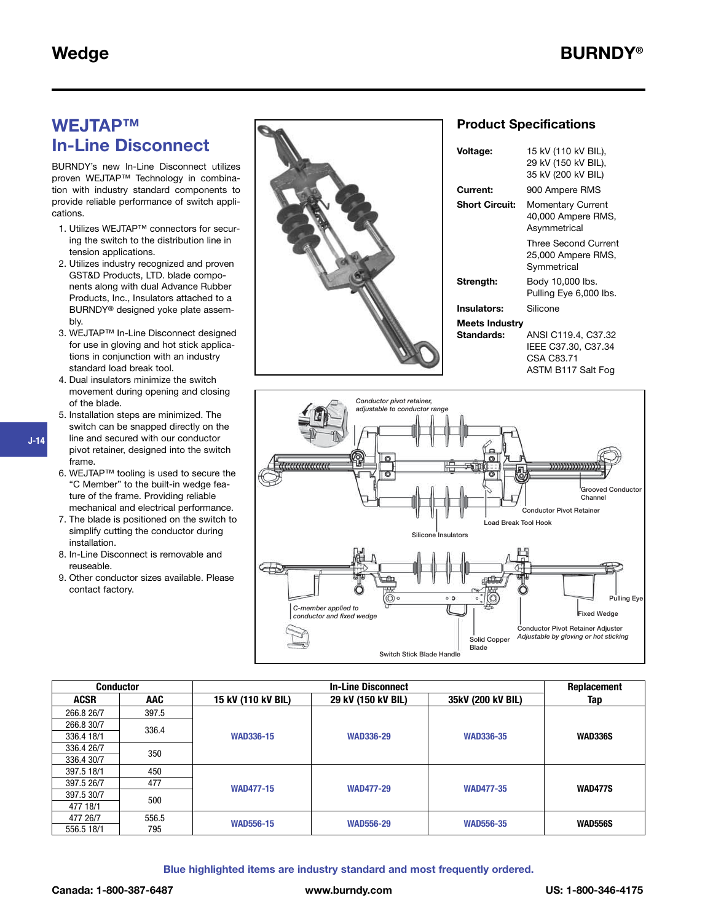# WEJTAP™ In-Line Disconnect

BURNDY's new In-Line Disconnect utilizes proven WEJTAP™ Technology in combination with industry standard components to provide reliable performance of switch applications.

1. Utilizes WEJTAP™ connectors for securing the switch to the distribution line in tension applications.
2. Utilizes industry recognized and proven GST&D Products, LTD. blade components along with dual Advance Rubber Products, Inc., Insulators attached to a BURNDY® designed yoke plate assembly.
3. WEJTAP™ In-Line Disconnect designed for use in gloving and hot stick applications in conjunction with an industry standard load break tool.
4. Dual insulators minimize the switch movement during opening and closing of the blade.
5. Installation steps are minimized. The switch can be snapped directly on the line and secured with our conductor pivot retainer, designed into the switch frame.
6. WEJTAP™ tooling is used to secure the "C Member" to the built-in wedge feature of the frame. Providing reliable mechanical and electrical performance.
7. The blade is positioned on the switch to simplify cutting the conductor during installation.
8. In-Line Disconnect is removable and reuseable.
9. Other conductor sizes available. Please contact factory.

## Product Specifications

**Voltage:** 15 kV (110 kV BIL), 29 kV (150 kV BIL), 35 kV (200 kV BIL)

**Current:** 900 Ampere RMS

**Short Circuit:** Momentary Current 40,000 Ampere RMS, Asymmetrical

Three Second Current 25,000 Ampere RMS, Symmetrical

**Strength:** Body 10,000 lbs. Pulling Eye 6,000 lbs.

**Insulators:** Silicone

**Meets Industry Standards:** ANSI C119.4, C37.32 IEEE C37.30, C37.34 CSA C83.71 ASTM B117 Salt Fog

*Conductor pivot retainer, adjustable to conductor range*

Grooved Conductor Channel

Conductor Pivot Retainer

Load Break Tool Hook

Silicone Insulators

Pulling Eye

Fixed Wedge

*C-member applied to conductor and fixed wedge*

Conductor Pivot Retainer Adjuster
*Adjustable by gloving or hot sticking*

Solid Copper Blade

Switch Stick Blade Handle

| Conductor | | In-Line Disconnect | | | Replacement Tap |
|---|---|---|---|---|---|
| ACSR | AAC | 15 kV (110 kV BIL) | 29 kV (150 kV BIL) | 35kV (200 kV BIL) | |
| 266.8 26/7 | 397.5 | WAD336-15 | WAD336-29 | WAD336-35 | WAD336S |
| 266.8 30/7 | 336.4 | | | | |
| 336.4 18/1 | | | | | |
| 336.4 26/7 | 350 | | | | |
| 336.4 30/7 | | | | | |
| 397.5 18/1 | 450 | WAD477-15 | WAD477-29 | WAD477-35 | WAD477S |
| 397.5 26/7 | 477 | | | | |
| 397.5 30/7 | 500 | | | | |
| 477 18/1 | | | | | |
| 477 26/7 | 556.5 | WAD556-15 | WAD556-29 | WAD556-35 | WAD556S |
| 556.5 18/1 | 795 | | | | |

**Blue highlighted items are industry standard and most frequently ordered.**

Canada: 1-800-387-6487 www.burndy.com US: 1-800-346-4175